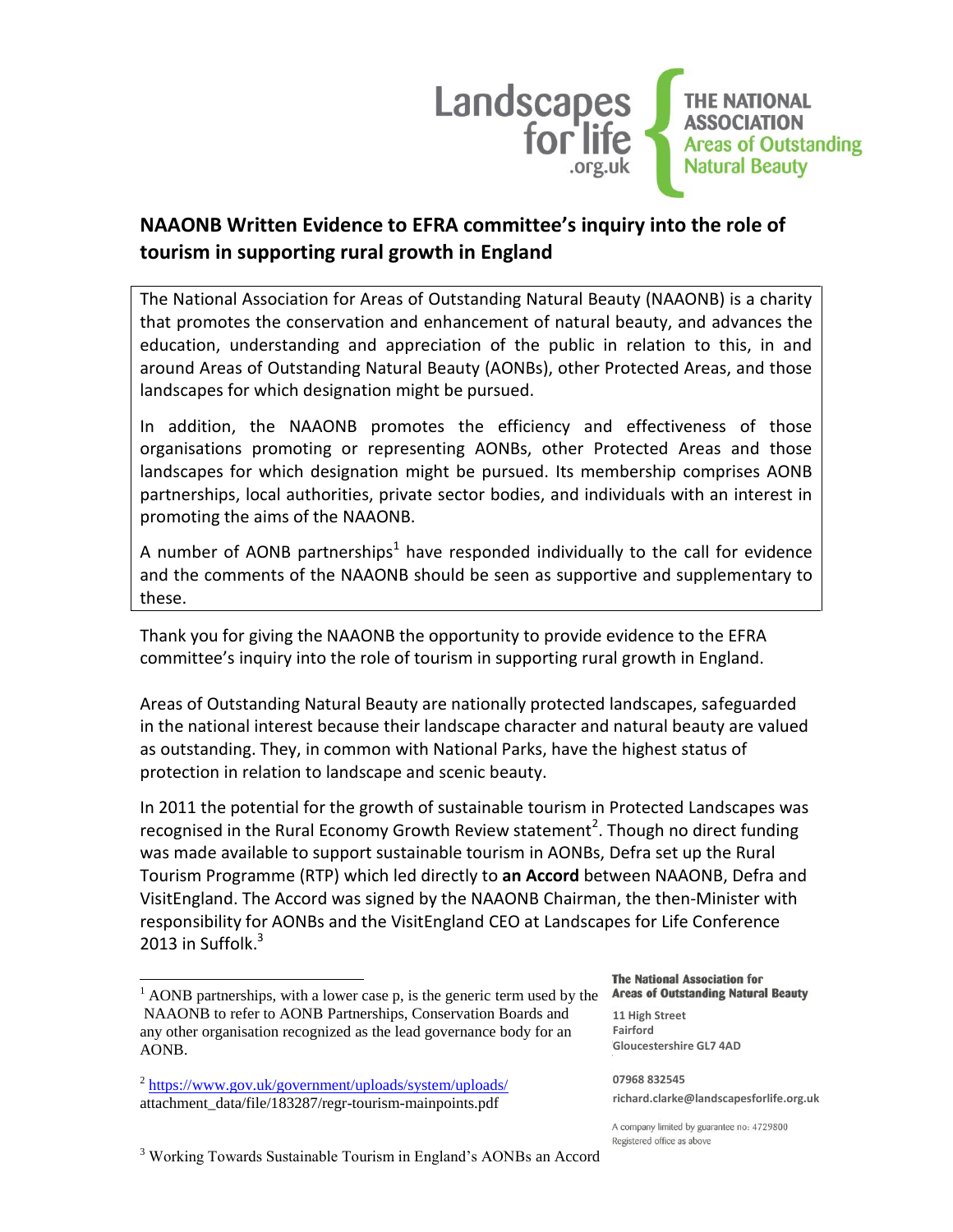Landscapes for life .org.uk

THE NATIONAL ASSOCIATION Areas of Outstanding Natural Beauty

## NAAONB Written Evidence to EFRA committee's inquiry into the role of tourism in supporting rural growth in England

The National Association for Areas of Outstanding Natural Beauty (NAAONB) is a charity that promotes the conservation and enhancement of natural beauty, and advances the education, understanding and appreciation of the public in relation to this, in and around Areas of Outstanding Natural Beauty (AONBs), other Protected Areas, and those landscapes for which designation might be pursued.

In addition, the NAAONB promotes the efficiency and effectiveness of those organisations promoting or representing AONBs, other Protected Areas and those landscapes for which designation might be pursued. Its membership comprises AONB partnerships, local authorities, private sector bodies, and individuals with an interest in promoting the aims of the NAAONB.

A number of AONB partnerships[1] have responded individually to the call for evidence and the comments of the NAAONB should be seen as supportive and supplementary to these.

Thank you for giving the NAAONB the opportunity to provide evidence to the EFRA committee's inquiry into the role of tourism in supporting rural growth in England.

Areas of Outstanding Natural Beauty are nationally protected landscapes, safeguarded in the national interest because their landscape character and natural beauty are valued as outstanding. They, in common with National Parks, have the highest status of protection in relation to landscape and scenic beauty.

In 2011 the potential for the growth of sustainable tourism in Protected Landscapes was recognised in the Rural Economy Growth Review statement[2]. Though no direct funding was made available to support sustainable tourism in AONBs, Defra set up the Rural Tourism Programme (RTP) which led directly to **an Accord** between NAAONB, Defra and VisitEngland. The Accord was signed by the NAAONB Chairman, the then-Minister with responsibility for AONBs and the VisitEngland CEO at Landscapes for Life Conference 2013 in Suffolk.[3]

---

[1] AONB partnerships, with a lower case p, is the generic term used by the NAAONB to refer to AONB Partnerships, Conservation Boards and any other organisation recognized as the lead governance body for an AONB.

[2] https://www.gov.uk/government/uploads/system/uploads/attachment_data/file/183287/regr-tourism-mainpoints.pdf

[3] Working Towards Sustainable Tourism in England's AONBs an Accord

**The National Association for Areas of Outstanding Natural Beauty**

11 High Street
Fairford
Gloucestershire GL7 4AD

07968 832545
richard.clarke@landscapesforlife.org.uk

A company limited by guarantee no: 4729800
Registered office as above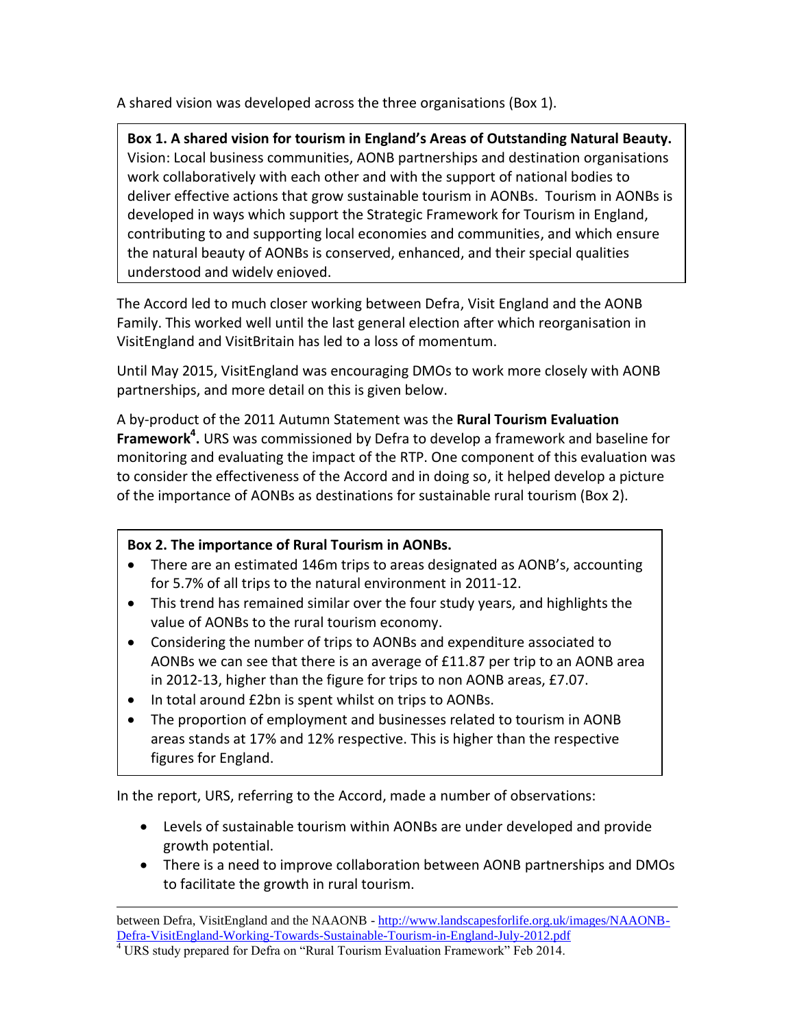A shared vision was developed across the three organisations (Box 1).

**Box 1. A shared vision for tourism in England's Areas of Outstanding Natural Beauty.**
Vision: Local business communities, AONB partnerships and destination organisations work collaboratively with each other and with the support of national bodies to deliver effective actions that grow sustainable tourism in AONBs. Tourism in AONBs is developed in ways which support the Strategic Framework for Tourism in England, contributing to and supporting local economies and communities, and which ensure the natural beauty of AONBs is conserved, enhanced, and their special qualities understood and widely enjoyed.

The Accord led to much closer working between Defra, Visit England and the AONB Family. This worked well until the last general election after which reorganisation in VisitEngland and VisitBritain has led to a loss of momentum.

Until May 2015, VisitEngland was encouraging DMOs to work more closely with AONB partnerships, and more detail on this is given below.

A by-product of the 2011 Autumn Statement was the **Rural Tourism Evaluation Framework[4].** URS was commissioned by Defra to develop a framework and baseline for monitoring and evaluating the impact of the RTP. One component of this evaluation was to consider the effectiveness of the Accord and in doing so, it helped develop a picture of the importance of AONBs as destinations for sustainable rural tourism (Box 2).

**Box 2. The importance of Rural Tourism in AONBs.**

- There are an estimated 146m trips to areas designated as AONB's, accounting for 5.7% of all trips to the natural environment in 2011-12.
- This trend has remained similar over the four study years, and highlights the value of AONBs to the rural tourism economy.
- Considering the number of trips to AONBs and expenditure associated to AONBs we can see that there is an average of £11.87 per trip to an AONB area in 2012-13, higher than the figure for trips to non AONB areas, £7.07.
- In total around £2bn is spent whilst on trips to AONBs.
- The proportion of employment and businesses related to tourism in AONB areas stands at 17% and 12% respective. This is higher than the respective figures for England.

In the report, URS, referring to the Accord, made a number of observations:

- Levels of sustainable tourism within AONBs are under developed and provide growth potential.
- There is a need to improve collaboration between AONB partnerships and DMOs to facilitate the growth in rural tourism.

---

between Defra, VisitEngland and the NAAONB - http://www.landscapesforlife.org.uk/images/NAAONB-Defra-VisitEngland-Working-Towards-Sustainable-Tourism-in-England-July-2012.pdf

[4] URS study prepared for Defra on "Rural Tourism Evaluation Framework" Feb 2014.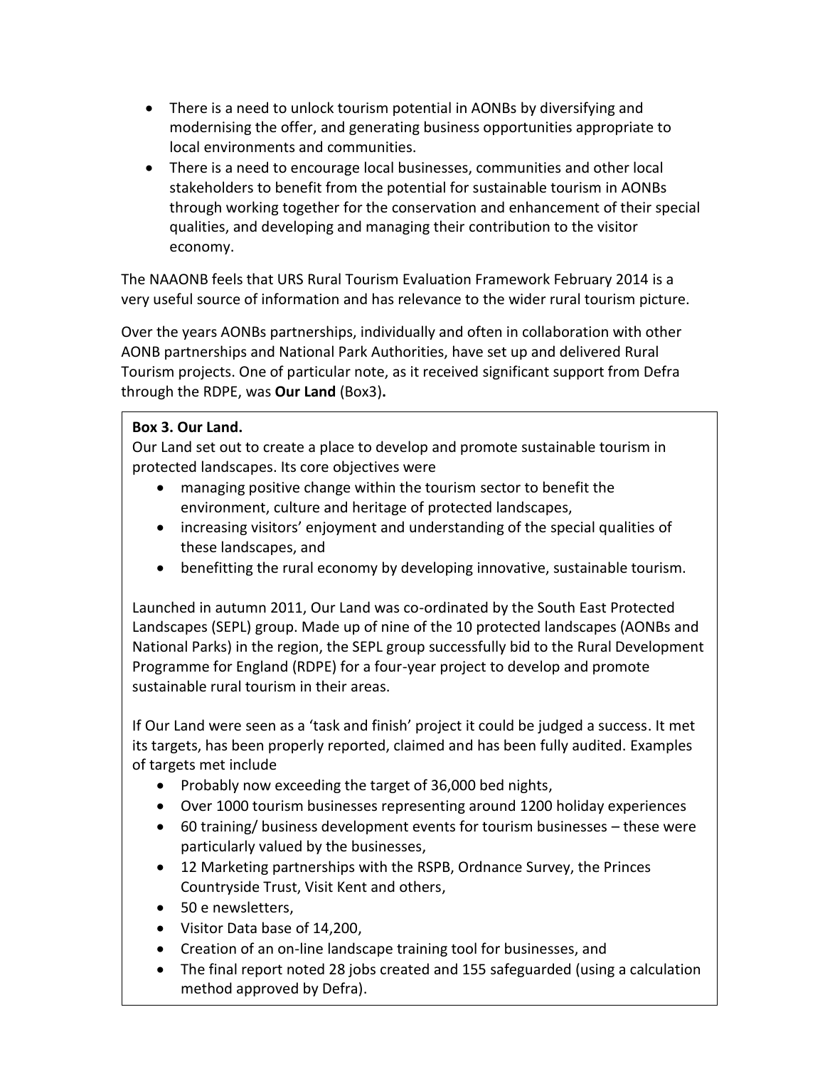- There is a need to unlock tourism potential in AONBs by diversifying and modernising the offer, and generating business opportunities appropriate to local environments and communities.
- There is a need to encourage local businesses, communities and other local stakeholders to benefit from the potential for sustainable tourism in AONBs through working together for the conservation and enhancement of their special qualities, and developing and managing their contribution to the visitor economy.

The NAAONB feels that URS Rural Tourism Evaluation Framework February 2014 is a very useful source of information and has relevance to the wider rural tourism picture.

Over the years AONBs partnerships, individually and often in collaboration with other AONB partnerships and National Park Authorities, have set up and delivered Rural Tourism projects. One of particular note, as it received significant support from Defra through the RDPE, was **Our Land** (Box3)**.**

**Box 3. Our Land.**

Our Land set out to create a place to develop and promote sustainable tourism in protected landscapes. Its core objectives were

- managing positive change within the tourism sector to benefit the environment, culture and heritage of protected landscapes,
- increasing visitors' enjoyment and understanding of the special qualities of these landscapes, and
- benefitting the rural economy by developing innovative, sustainable tourism.

Launched in autumn 2011, Our Land was co-ordinated by the South East Protected Landscapes (SEPL) group. Made up of nine of the 10 protected landscapes (AONBs and National Parks) in the region, the SEPL group successfully bid to the Rural Development Programme for England (RDPE) for a four-year project to develop and promote sustainable rural tourism in their areas.

If Our Land were seen as a 'task and finish' project it could be judged a success. It met its targets, has been properly reported, claimed and has been fully audited. Examples of targets met include

- Probably now exceeding the target of 36,000 bed nights,
- Over 1000 tourism businesses representing around 1200 holiday experiences
- 60 training/ business development events for tourism businesses – these were particularly valued by the businesses,
- 12 Marketing partnerships with the RSPB, Ordnance Survey, the Princes Countryside Trust, Visit Kent and others,
- 50 e newsletters,
- Visitor Data base of 14,200,
- Creation of an on-line landscape training tool for businesses, and
- The final report noted 28 jobs created and 155 safeguarded (using a calculation method approved by Defra).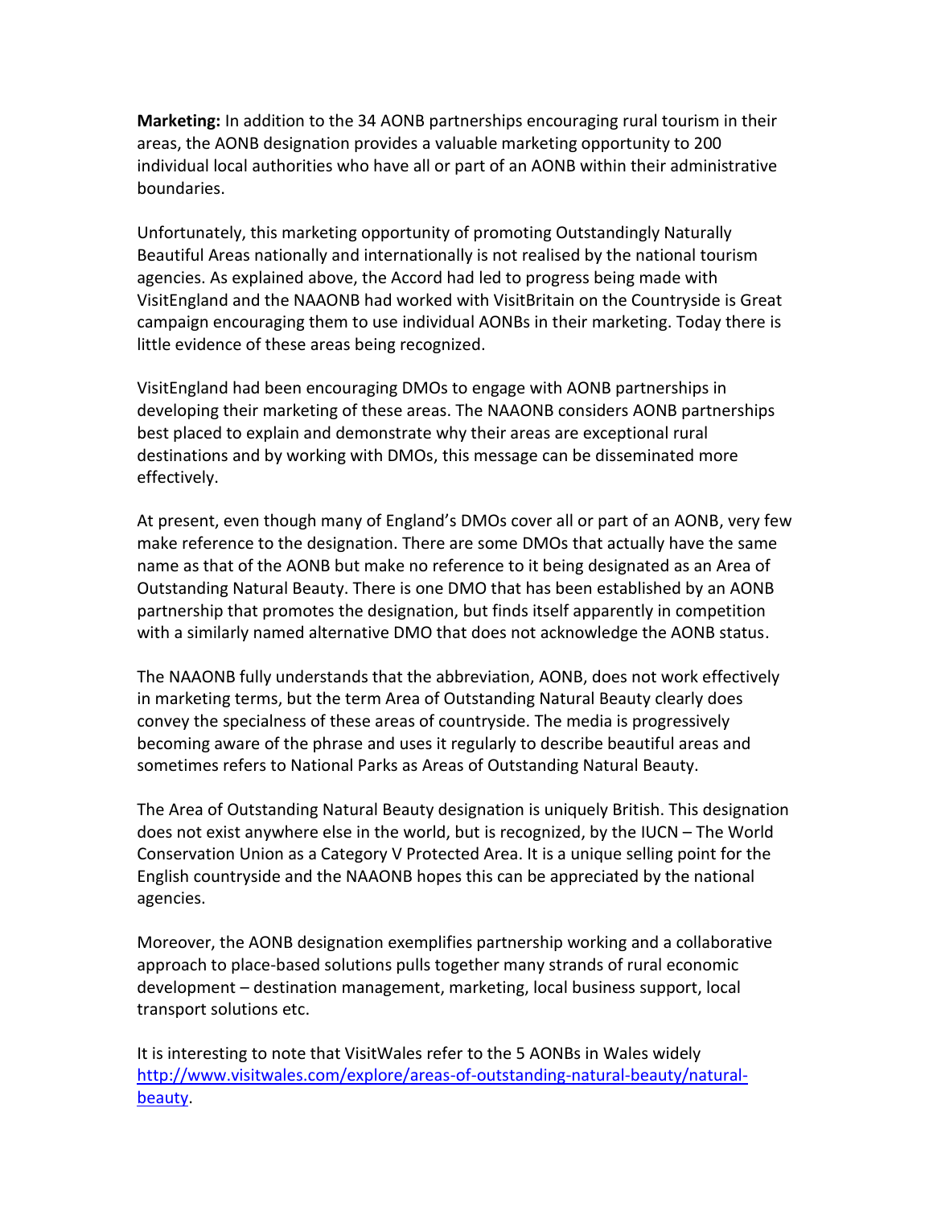**Marketing:** In addition to the 34 AONB partnerships encouraging rural tourism in their areas, the AONB designation provides a valuable marketing opportunity to 200 individual local authorities who have all or part of an AONB within their administrative boundaries.

Unfortunately, this marketing opportunity of promoting Outstandingly Naturally Beautiful Areas nationally and internationally is not realised by the national tourism agencies. As explained above, the Accord had led to progress being made with VisitEngland and the NAAONB had worked with VisitBritain on the Countryside is Great campaign encouraging them to use individual AONBs in their marketing. Today there is little evidence of these areas being recognized.

VisitEngland had been encouraging DMOs to engage with AONB partnerships in developing their marketing of these areas. The NAAONB considers AONB partnerships best placed to explain and demonstrate why their areas are exceptional rural destinations and by working with DMOs, this message can be disseminated more effectively.

At present, even though many of England's DMOs cover all or part of an AONB, very few make reference to the designation. There are some DMOs that actually have the same name as that of the AONB but make no reference to it being designated as an Area of Outstanding Natural Beauty. There is one DMO that has been established by an AONB partnership that promotes the designation, but finds itself apparently in competition with a similarly named alternative DMO that does not acknowledge the AONB status.

The NAAONB fully understands that the abbreviation, AONB, does not work effectively in marketing terms, but the term Area of Outstanding Natural Beauty clearly does convey the specialness of these areas of countryside. The media is progressively becoming aware of the phrase and uses it regularly to describe beautiful areas and sometimes refers to National Parks as Areas of Outstanding Natural Beauty.

The Area of Outstanding Natural Beauty designation is uniquely British. This designation does not exist anywhere else in the world, but is recognized, by the IUCN – The World Conservation Union as a Category V Protected Area. It is a unique selling point for the English countryside and the NAAONB hopes this can be appreciated by the national agencies.

Moreover, the AONB designation exemplifies partnership working and a collaborative approach to place-based solutions pulls together many strands of rural economic development – destination management, marketing, local business support, local transport solutions etc.

It is interesting to note that VisitWales refer to the 5 AONBs in Wales widely [http://www.visitwales.com/explore/areas-of-outstanding-natural-beauty/natural-beauty](http://www.visitwales.com/explore/areas-of-outstanding-natural-beauty/natural-beauty).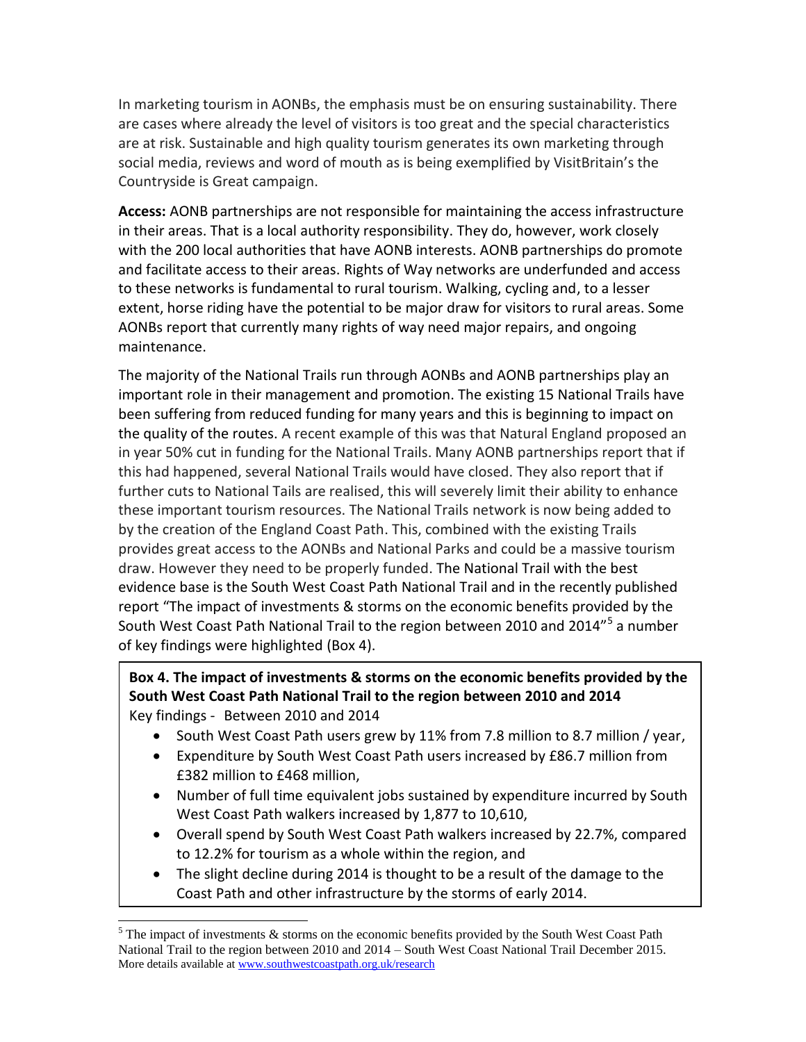In marketing tourism in AONBs, the emphasis must be on ensuring sustainability. There are cases where already the level of visitors is too great and the special characteristics are at risk. Sustainable and high quality tourism generates its own marketing through social media, reviews and word of mouth as is being exemplified by VisitBritain's the Countryside is Great campaign.

**Access:** AONB partnerships are not responsible for maintaining the access infrastructure in their areas. That is a local authority responsibility. They do, however, work closely with the 200 local authorities that have AONB interests. AONB partnerships do promote and facilitate access to their areas. Rights of Way networks are underfunded and access to these networks is fundamental to rural tourism. Walking, cycling and, to a lesser extent, horse riding have the potential to be major draw for visitors to rural areas. Some AONBs report that currently many rights of way need major repairs, and ongoing maintenance.

The majority of the National Trails run through AONBs and AONB partnerships play an important role in their management and promotion. The existing 15 National Trails have been suffering from reduced funding for many years and this is beginning to impact on the quality of the routes. A recent example of this was that Natural England proposed an in year 50% cut in funding for the National Trails. Many AONB partnerships report that if this had happened, several National Trails would have closed. They also report that if further cuts to National Tails are realised, this will severely limit their ability to enhance these important tourism resources. The National Trails network is now being added to by the creation of the England Coast Path. This, combined with the existing Trails provides great access to the AONBs and National Parks and could be a massive tourism draw. However they need to be properly funded. The National Trail with the best evidence base is the South West Coast Path National Trail and in the recently published report "The impact of investments & storms on the economic benefits provided by the South West Coast Path National Trail to the region between 2010 and 2014"[5] a number of key findings were highlighted (Box 4).

**Box 4. The impact of investments & storms on the economic benefits provided by the South West Coast Path National Trail to the region between 2010 and 2014**

Key findings - Between 2010 and 2014

- South West Coast Path users grew by 11% from 7.8 million to 8.7 million / year,
- Expenditure by South West Coast Path users increased by £86.7 million from £382 million to £468 million,
- Number of full time equivalent jobs sustained by expenditure incurred by South West Coast Path walkers increased by 1,877 to 10,610,
- Overall spend by South West Coast Path walkers increased by 22.7%, compared to 12.2% for tourism as a whole within the region, and
- The slight decline during 2014 is thought to be a result of the damage to the Coast Path and other infrastructure by the storms of early 2014.

---

[5] The impact of investments & storms on the economic benefits provided by the South West Coast Path National Trail to the region between 2010 and 2014 – South West Coast National Trail December 2015. More details available at www.southwestcoastpath.org.uk/research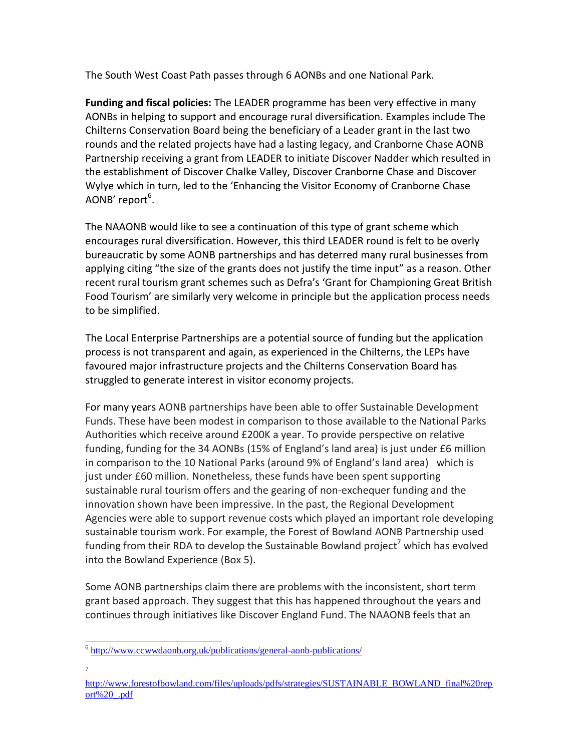The South West Coast Path passes through 6 AONBs and one National Park.

**Funding and fiscal policies:** The LEADER programme has been very effective in many AONBs in helping to support and encourage rural diversification. Examples include The Chilterns Conservation Board being the beneficiary of a Leader grant in the last two rounds and the related projects have had a lasting legacy, and Cranborne Chase AONB Partnership receiving a grant from LEADER to initiate Discover Nadder which resulted in the establishment of Discover Chalke Valley, Discover Cranborne Chase and Discover Wylye which in turn, led to the 'Enhancing the Visitor Economy of Cranborne Chase AONB' report[6].

The NAAONB would like to see a continuation of this type of grant scheme which encourages rural diversification. However, this third LEADER round is felt to be overly bureaucratic by some AONB partnerships and has deterred many rural businesses from applying citing "the size of the grants does not justify the time input" as a reason. Other recent rural tourism grant schemes such as Defra's 'Grant for Championing Great British Food Tourism' are similarly very welcome in principle but the application process needs to be simplified.

The Local Enterprise Partnerships are a potential source of funding but the application process is not transparent and again, as experienced in the Chilterns, the LEPs have favoured major infrastructure projects and the Chilterns Conservation Board has struggled to generate interest in visitor economy projects.

For many years AONB partnerships have been able to offer Sustainable Development Funds. These have been modest in comparison to those available to the National Parks Authorities which receive around £200K a year. To provide perspective on relative funding, funding for the 34 AONBs (15% of England's land area) is just under £6 million in comparison to the 10 National Parks (around 9% of England's land area) which is just under £60 million. Nonetheless, these funds have been spent supporting sustainable rural tourism offers and the gearing of non-exchequer funding and the innovation shown have been impressive. In the past, the Regional Development Agencies were able to support revenue costs which played an important role developing sustainable tourism work. For example, the Forest of Bowland AONB Partnership used funding from their RDA to develop the Sustainable Bowland project[7] which has evolved into the Bowland Experience (Box 5).

Some AONB partnerships claim there are problems with the inconsistent, short term grant based approach. They suggest that this has happened throughout the years and continues through initiatives like Discover England Fund. The NAAONB feels that an

---

[6] http://www.ccwwdaonb.org.uk/publications/general-aonb-publications/

[7] http://www.forestofbowland.com/files/uploads/pdfs/strategies/SUSTAINABLE_BOWLAND_final%20report%20_.pdf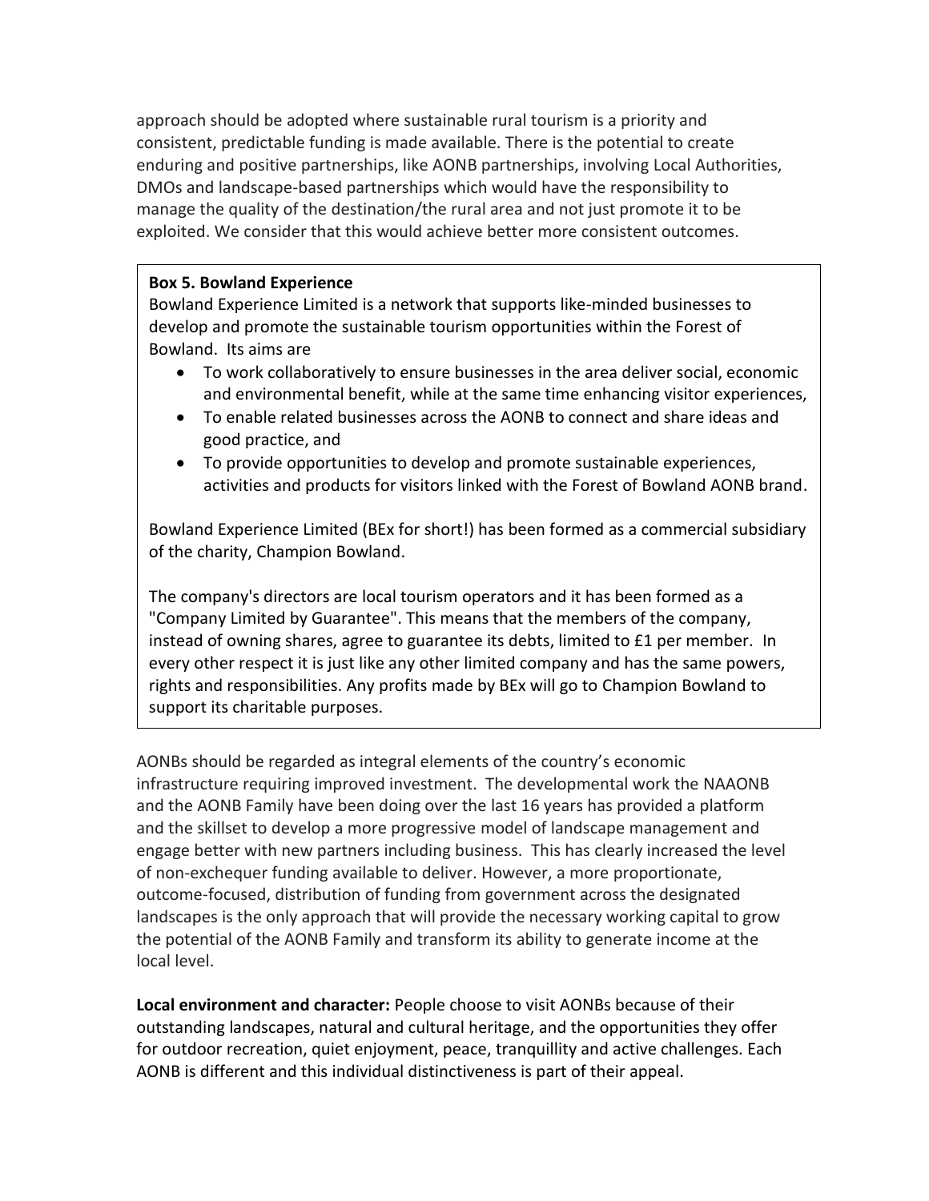approach should be adopted where sustainable rural tourism is a priority and consistent, predictable funding is made available. There is the potential to create enduring and positive partnerships, like AONB partnerships, involving Local Authorities, DMOs and landscape-based partnerships which would have the responsibility to manage the quality of the destination/the rural area and not just promote it to be exploited. We consider that this would achieve better more consistent outcomes.

> **Box 5. Bowland Experience**
>
> Bowland Experience Limited is a network that supports like-minded businesses to develop and promote the sustainable tourism opportunities within the Forest of Bowland. Its aims are
>
> - To work collaboratively to ensure businesses in the area deliver social, economic and environmental benefit, while at the same time enhancing visitor experiences,
> - To enable related businesses across the AONB to connect and share ideas and good practice, and
> - To provide opportunities to develop and promote sustainable experiences, activities and products for visitors linked with the Forest of Bowland AONB brand.
>
> Bowland Experience Limited (BEx for short!) has been formed as a commercial subsidiary of the charity, Champion Bowland.
>
> The company's directors are local tourism operators and it has been formed as a "Company Limited by Guarantee". This means that the members of the company, instead of owning shares, agree to guarantee its debts, limited to £1 per member. In every other respect it is just like any other limited company and has the same powers, rights and responsibilities. Any profits made by BEx will go to Champion Bowland to support its charitable purposes.

AONBs should be regarded as integral elements of the country's economic infrastructure requiring improved investment. The developmental work the NAAONB and the AONB Family have been doing over the last 16 years has provided a platform and the skillset to develop a more progressive model of landscape management and engage better with new partners including business. This has clearly increased the level of non-exchequer funding available to deliver. However, a more proportionate, outcome-focused, distribution of funding from government across the designated landscapes is the only approach that will provide the necessary working capital to grow the potential of the AONB Family and transform its ability to generate income at the local level.

**Local environment and character:** People choose to visit AONBs because of their outstanding landscapes, natural and cultural heritage, and the opportunities they offer for outdoor recreation, quiet enjoyment, peace, tranquillity and active challenges. Each AONB is different and this individual distinctiveness is part of their appeal.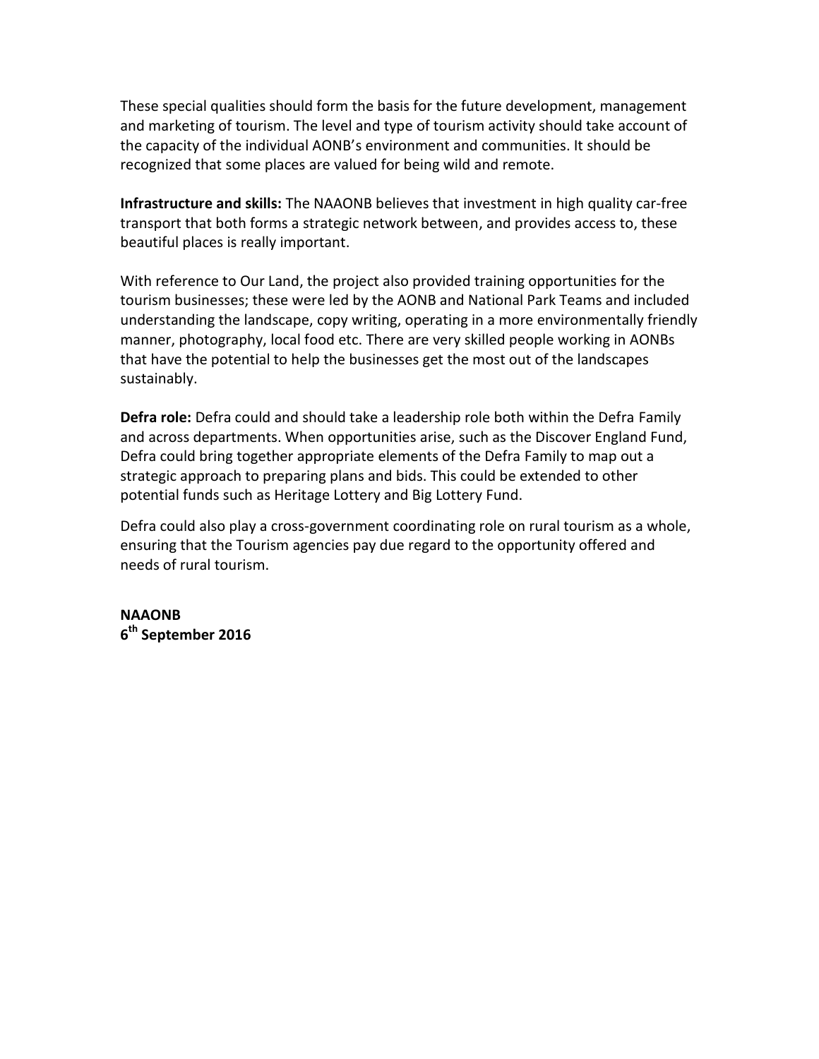These special qualities should form the basis for the future development, management and marketing of tourism. The level and type of tourism activity should take account of the capacity of the individual AONB's environment and communities. It should be recognized that some places are valued for being wild and remote.

**Infrastructure and skills:** The NAAONB believes that investment in high quality car-free transport that both forms a strategic network between, and provides access to, these beautiful places is really important.

With reference to Our Land, the project also provided training opportunities for the tourism businesses; these were led by the AONB and National Park Teams and included understanding the landscape, copy writing, operating in a more environmentally friendly manner, photography, local food etc. There are very skilled people working in AONBs that have the potential to help the businesses get the most out of the landscapes sustainably.

**Defra role:** Defra could and should take a leadership role both within the Defra Family and across departments. When opportunities arise, such as the Discover England Fund, Defra could bring together appropriate elements of the Defra Family to map out a strategic approach to preparing plans and bids. This could be extended to other potential funds such as Heritage Lottery and Big Lottery Fund.

Defra could also play a cross-government coordinating role on rural tourism as a whole, ensuring that the Tourism agencies pay due regard to the opportunity offered and needs of rural tourism.

**NAAONB**
**6th September 2016**